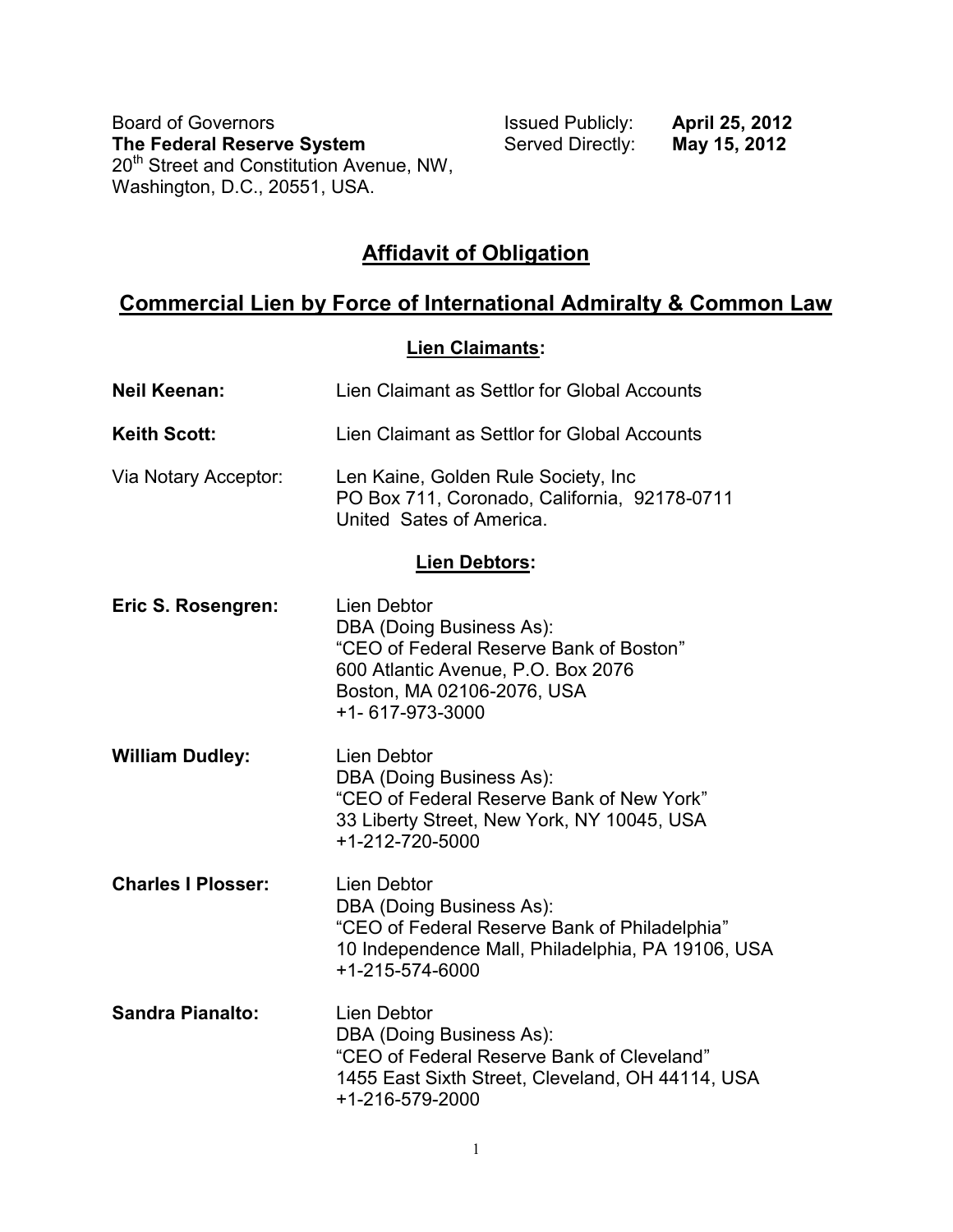Board of Governors
**The Federal Reserve System**
20th Street and Constitution Avenue, NW,
Washington, D.C., 20551, USA.

Issued Publicly: **April 25, 2012**
Served Directly: **May 15, 2012**

# Affidavit of Obligation

## Commercial Lien by Force of International Admiralty & Common Law

### Lien Claimants:

**Neil Keenan:** Lien Claimant as Settlor for Global Accounts

**Keith Scott:** Lien Claimant as Settlor for Global Accounts

Via Notary Acceptor: Len Kaine, Golden Rule Society, Inc
PO Box 711, Coronado, California, 92178-0711
United Sates of America.

### Lien Debtors:

**Eric S. Rosengren:** Lien Debtor
DBA (Doing Business As):
"CEO of Federal Reserve Bank of Boston"
600 Atlantic Avenue, P.O. Box 2076
Boston, MA 02106-2076, USA
+1- 617-973-3000

**William Dudley:** Lien Debtor
DBA (Doing Business As):
"CEO of Federal Reserve Bank of New York"
33 Liberty Street, New York, NY 10045, USA
+1-212-720-5000

**Charles I Plosser:** Lien Debtor
DBA (Doing Business As):
"CEO of Federal Reserve Bank of Philadelphia"
10 Independence Mall, Philadelphia, PA 19106, USA
+1-215-574-6000

**Sandra Pianalto:** Lien Debtor
DBA (Doing Business As):
"CEO of Federal Reserve Bank of Cleveland"
1455 East Sixth Street, Cleveland, OH 44114, USA
+1-216-579-2000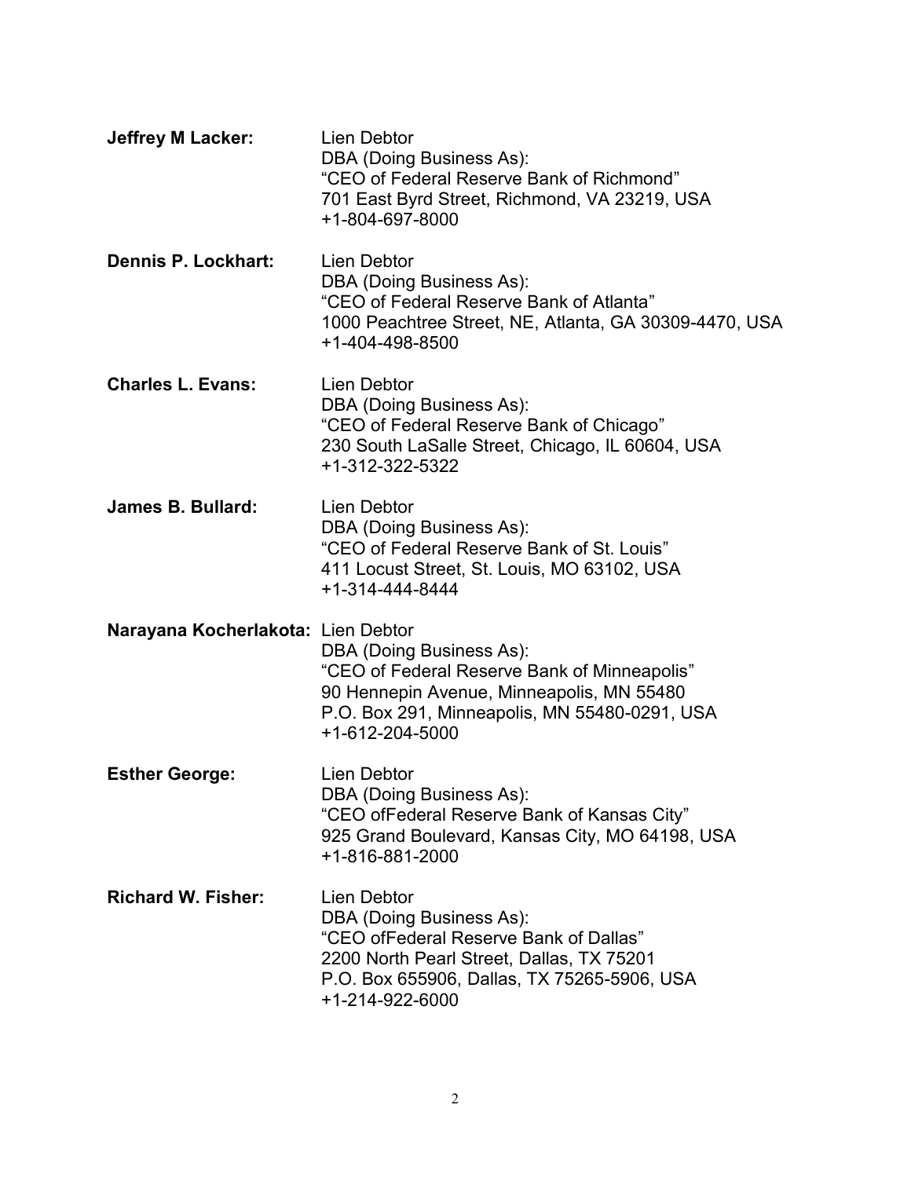**Jeffrey M Lacker:** Lien Debtor
DBA (Doing Business As):
"CEO of Federal Reserve Bank of Richmond"
701 East Byrd Street, Richmond, VA 23219, USA
+1-804-697-8000

**Dennis P. Lockhart:** Lien Debtor
DBA (Doing Business As):
"CEO of Federal Reserve Bank of Atlanta"
1000 Peachtree Street, NE, Atlanta, GA 30309-4470, USA
+1-404-498-8500

**Charles L. Evans:** Lien Debtor
DBA (Doing Business As):
"CEO of Federal Reserve Bank of Chicago"
230 South LaSalle Street, Chicago, IL 60604, USA
+1-312-322-5322

**James B. Bullard:** Lien Debtor
DBA (Doing Business As):
"CEO of Federal Reserve Bank of St. Louis"
411 Locust Street, St. Louis, MO 63102, USA
+1-314-444-8444

**Narayana Kocherlakota:** Lien Debtor
DBA (Doing Business As):
"CEO of Federal Reserve Bank of Minneapolis"
90 Hennepin Avenue, Minneapolis, MN 55480
P.O. Box 291, Minneapolis, MN 55480-0291, USA
+1-612-204-5000

**Esther George:** Lien Debtor
DBA (Doing Business As):
"CEO ofFederal Reserve Bank of Kansas City"
925 Grand Boulevard, Kansas City, MO 64198, USA
+1-816-881-2000

**Richard W. Fisher:** Lien Debtor
DBA (Doing Business As):
"CEO ofFederal Reserve Bank of Dallas"
2200 North Pearl Street, Dallas, TX 75201
P.O. Box 655906, Dallas, TX 75265-5906, USA
+1-214-922-6000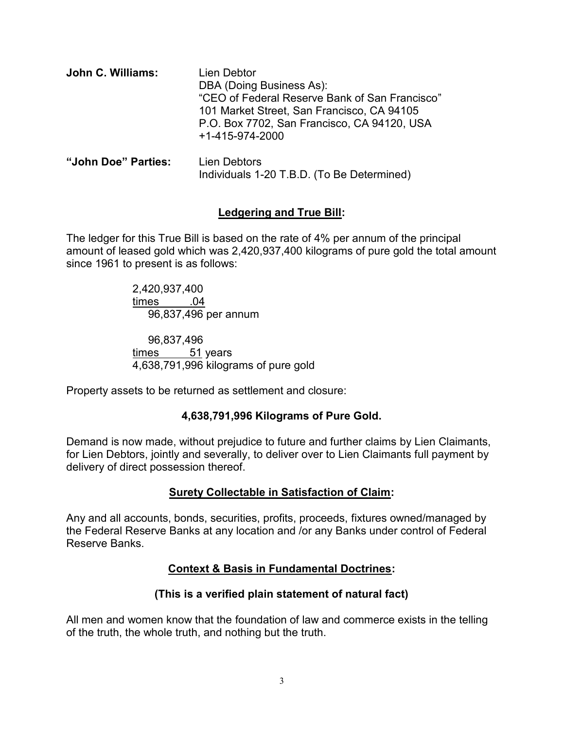**John C. Williams:** Lien Debtor
DBA (Doing Business As):
"CEO of Federal Reserve Bank of San Francisco"
101 Market Street, San Francisco, CA 94105
P.O. Box 7702, San Francisco, CA 94120, USA
+1-415-974-2000

**"John Doe" Parties:** Lien Debtors
Individuals 1-20 T.B.D. (To Be Determined)

## Ledgering and True Bill:

The ledger for this True Bill is based on the rate of 4% per annum of the principal amount of leased gold which was 2,420,937,400 kilograms of pure gold the total amount since 1961 to present is as follows:

```
  2,420,937,400
times       .04
     96,837,496 per annum

     96,837,496
times        51 years
  4,638,791,996 kilograms of pure gold
```

Property assets to be returned as settlement and closure:

**4,638,791,996 Kilograms of Pure Gold.**

Demand is now made, without prejudice to future and further claims by Lien Claimants, for Lien Debtors, jointly and severally, to deliver over to Lien Claimants full payment by delivery of direct possession thereof.

## Surety Collectable in Satisfaction of Claim:

Any and all accounts, bonds, securities, profits, proceeds, fixtures owned/managed by the Federal Reserve Banks at any location and /or any Banks under control of Federal Reserve Banks.

## Context & Basis in Fundamental Doctrines:

**(This is a verified plain statement of natural fact)**

All men and women know that the foundation of law and commerce exists in the telling of the truth, the whole truth, and nothing but the truth.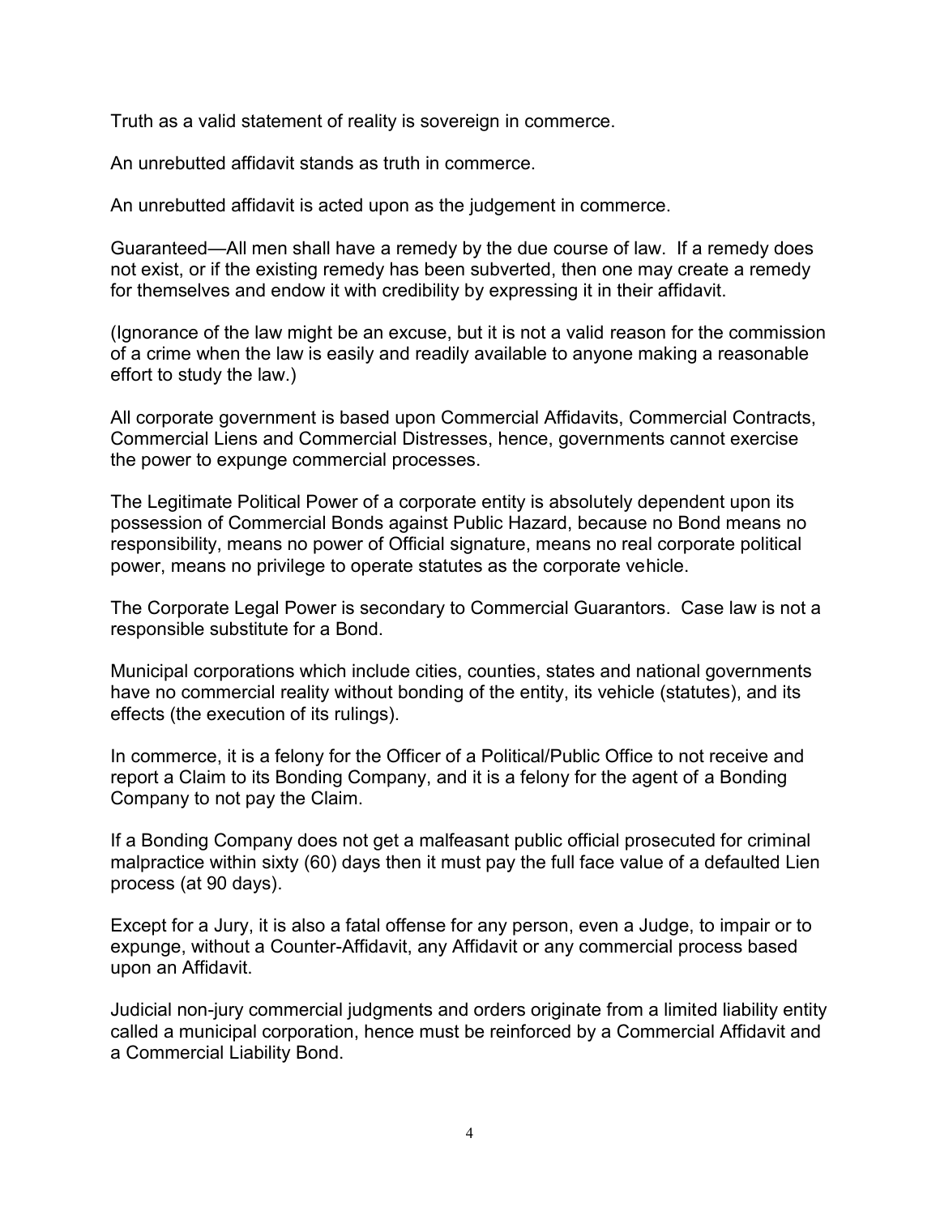Truth as a valid statement of reality is sovereign in commerce.

An unrebutted affidavit stands as truth in commerce.

An unrebutted affidavit is acted upon as the judgement in commerce.

Guaranteed—All men shall have a remedy by the due course of law. If a remedy does not exist, or if the existing remedy has been subverted, then one may create a remedy for themselves and endow it with credibility by expressing it in their affidavit.

(Ignorance of the law might be an excuse, but it is not a valid reason for the commission of a crime when the law is easily and readily available to anyone making a reasonable effort to study the law.)

All corporate government is based upon Commercial Affidavits, Commercial Contracts, Commercial Liens and Commercial Distresses, hence, governments cannot exercise the power to expunge commercial processes.

The Legitimate Political Power of a corporate entity is absolutely dependent upon its possession of Commercial Bonds against Public Hazard, because no Bond means no responsibility, means no power of Official signature, means no real corporate political power, means no privilege to operate statutes as the corporate vehicle.

The Corporate Legal Power is secondary to Commercial Guarantors. Case law is not a responsible substitute for a Bond.

Municipal corporations which include cities, counties, states and national governments have no commercial reality without bonding of the entity, its vehicle (statutes), and its effects (the execution of its rulings).

In commerce, it is a felony for the Officer of a Political/Public Office to not receive and report a Claim to its Bonding Company, and it is a felony for the agent of a Bonding Company to not pay the Claim.

If a Bonding Company does not get a malfeasant public official prosecuted for criminal malpractice within sixty (60) days then it must pay the full face value of a defaulted Lien process (at 90 days).

Except for a Jury, it is also a fatal offense for any person, even a Judge, to impair or to expunge, without a Counter-Affidavit, any Affidavit or any commercial process based upon an Affidavit.

Judicial non-jury commercial judgments and orders originate from a limited liability entity called a municipal corporation, hence must be reinforced by a Commercial Affidavit and a Commercial Liability Bond.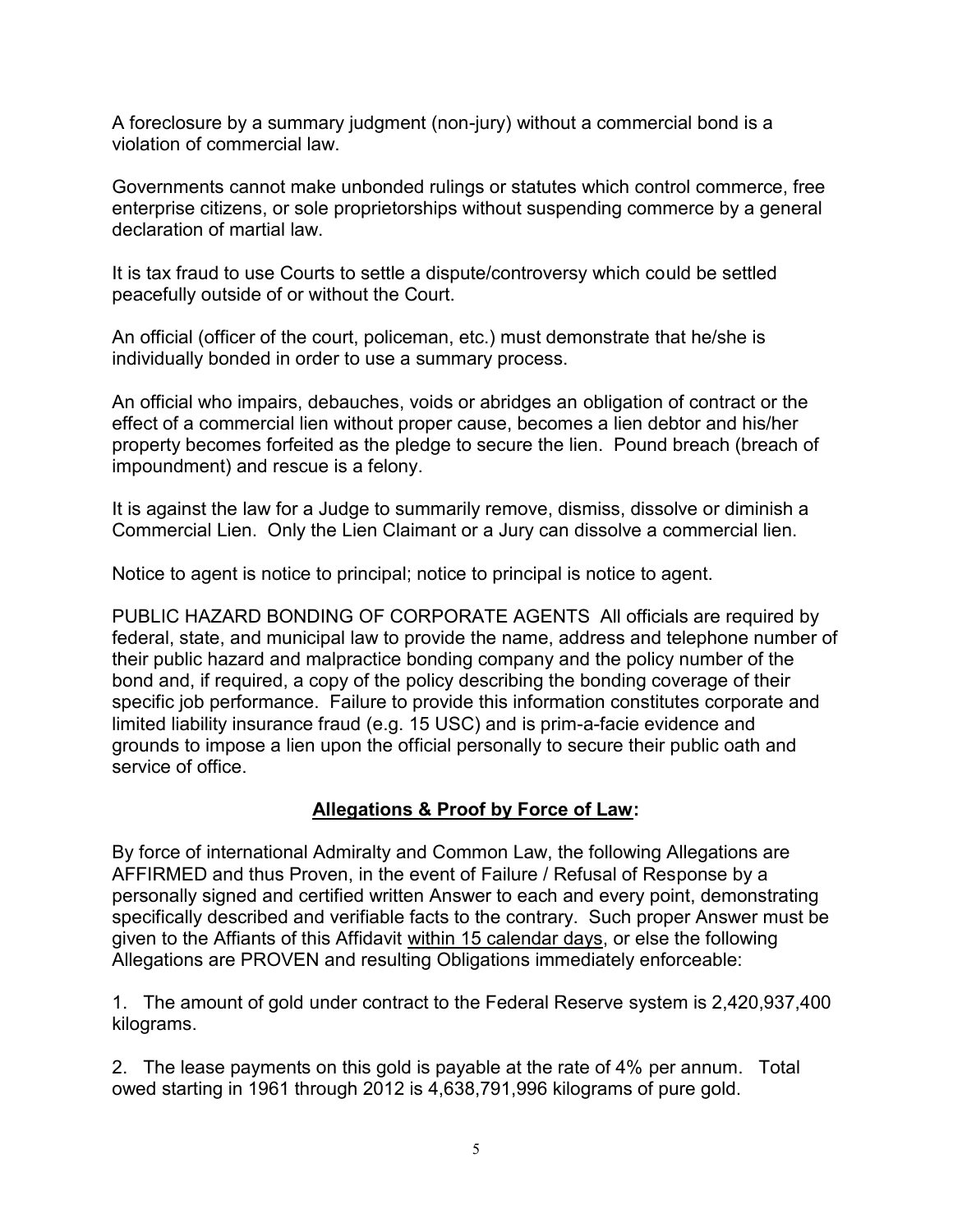A foreclosure by a summary judgment (non-jury) without a commercial bond is a violation of commercial law.

Governments cannot make unbonded rulings or statutes which control commerce, free enterprise citizens, or sole proprietorships without suspending commerce by a general declaration of martial law.

It is tax fraud to use Courts to settle a dispute/controversy which could be settled peacefully outside of or without the Court.

An official (officer of the court, policeman, etc.) must demonstrate that he/she is individually bonded in order to use a summary process.

An official who impairs, debauches, voids or abridges an obligation of contract or the effect of a commercial lien without proper cause, becomes a lien debtor and his/her property becomes forfeited as the pledge to secure the lien. Pound breach (breach of impoundment) and rescue is a felony.

It is against the law for a Judge to summarily remove, dismiss, dissolve or diminish a Commercial Lien. Only the Lien Claimant or a Jury can dissolve a commercial lien.

Notice to agent is notice to principal; notice to principal is notice to agent.

PUBLIC HAZARD BONDING OF CORPORATE AGENTS All officials are required by federal, state, and municipal law to provide the name, address and telephone number of their public hazard and malpractice bonding company and the policy number of the bond and, if required, a copy of the policy describing the bonding coverage of their specific job performance. Failure to provide this information constitutes corporate and limited liability insurance fraud (e.g. 15 USC) and is prim-a-facie evidence and grounds to impose a lien upon the official personally to secure their public oath and service of office.

## **Allegations & Proof by Force of Law:**

By force of international Admiralty and Common Law, the following Allegations are AFFIRMED and thus Proven, in the event of Failure / Refusal of Response by a personally signed and certified written Answer to each and every point, demonstrating specifically described and verifiable facts to the contrary. Such proper Answer must be given to the Affiants of this Affidavit within 15 calendar days, or else the following Allegations are PROVEN and resulting Obligations immediately enforceable:

1. The amount of gold under contract to the Federal Reserve system is 2,420,937,400 kilograms.

2. The lease payments on this gold is payable at the rate of 4% per annum. Total owed starting in 1961 through 2012 is 4,638,791,996 kilograms of pure gold.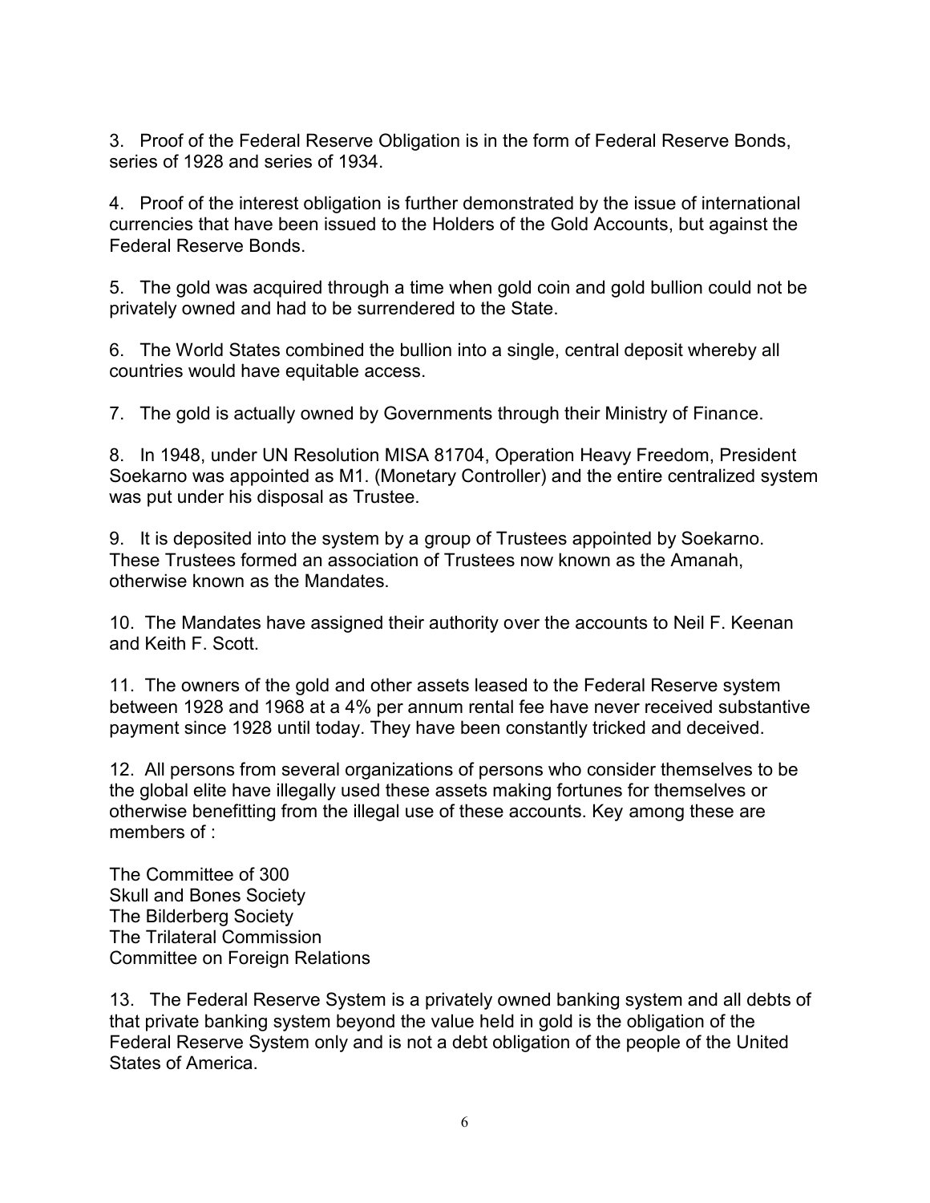3. Proof of the Federal Reserve Obligation is in the form of Federal Reserve Bonds, series of 1928 and series of 1934.

4. Proof of the interest obligation is further demonstrated by the issue of international currencies that have been issued to the Holders of the Gold Accounts, but against the Federal Reserve Bonds.

5. The gold was acquired through a time when gold coin and gold bullion could not be privately owned and had to be surrendered to the State.

6. The World States combined the bullion into a single, central deposit whereby all countries would have equitable access.

7. The gold is actually owned by Governments through their Ministry of Finance.

8. In 1948, under UN Resolution MISA 81704, Operation Heavy Freedom, President Soekarno was appointed as M1. (Monetary Controller) and the entire centralized system was put under his disposal as Trustee.

9. It is deposited into the system by a group of Trustees appointed by Soekarno. These Trustees formed an association of Trustees now known as the Amanah, otherwise known as the Mandates.

10. The Mandates have assigned their authority over the accounts to Neil F. Keenan and Keith F. Scott.

11. The owners of the gold and other assets leased to the Federal Reserve system between 1928 and 1968 at a 4% per annum rental fee have never received substantive payment since 1928 until today. They have been constantly tricked and deceived.

12. All persons from several organizations of persons who consider themselves to be the global elite have illegally used these assets making fortunes for themselves or otherwise benefitting from the illegal use of these accounts. Key among these are members of :

The Committee of 300
Skull and Bones Society
The Bilderberg Society
The Trilateral Commission
Committee on Foreign Relations

13. The Federal Reserve System is a privately owned banking system and all debts of that private banking system beyond the value held in gold is the obligation of the Federal Reserve System only and is not a debt obligation of the people of the United States of America.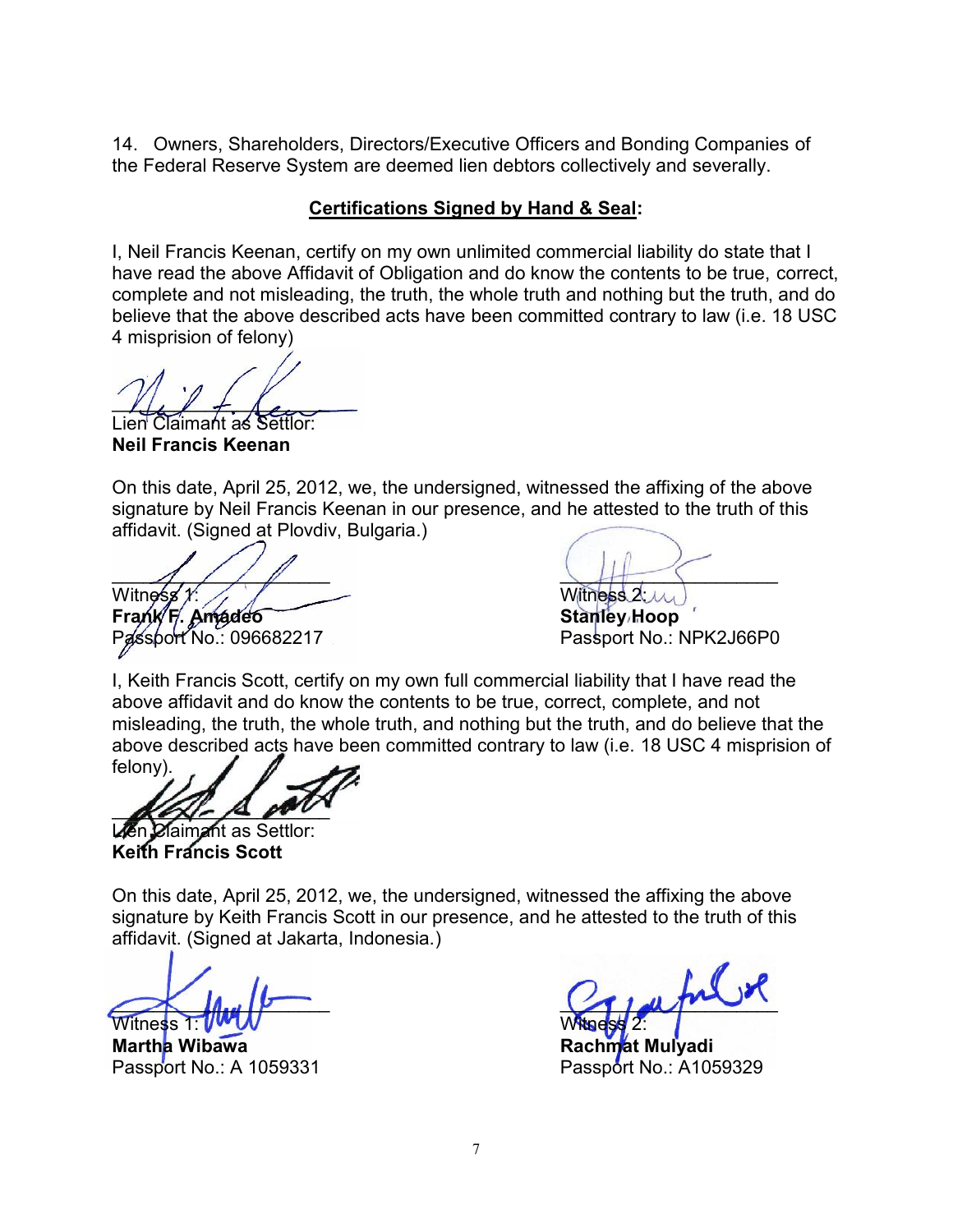14. Owners, Shareholders, Directors/Executive Officers and Bonding Companies of the Federal Reserve System are deemed lien debtors collectively and severally.

**Certifications Signed by Hand & Seal:**

I, Neil Francis Keenan, certify on my own unlimited commercial liability do state that I have read the above Affidavit of Obligation and do know the contents to be true, correct, complete and not misleading, the truth, the whole truth and nothing but the truth, and do believe that the above described acts have been committed contrary to law (i.e. 18 USC 4 misprision of felony)

\_\_\_\_\_\_\_\_\_\_\_\_\_\_\_\_\_\_\_\_\_\_\_\_
Lien Claimant as Settlor:
**Neil Francis Keenan**

On this date, April 25, 2012, we, the undersigned, witnessed the affixing of the above signature by Neil Francis Keenan in our presence, and he attested to the truth of this affidavit. (Signed at Plovdiv, Bulgaria.)

\_\_\_\_\_\_\_\_\_\_\_\_\_\_\_\_\_\_\_\_\_\_\_\_
Witness 1:
**Frank F. Amadeo**
Passport No.: 096682217

\_\_\_\_\_\_\_\_\_\_\_\_\_\_\_\_\_\_\_\_\_\_\_\_
Witness 2:
**Stanley Hoop**
Passport No.: NPK2J66P0

I, Keith Francis Scott, certify on my own full commercial liability that I have read the above affidavit and do know the contents to be true, correct, complete, and not misleading, the truth, the whole truth, and nothing but the truth, and do believe that the above described acts have been committed contrary to law (i.e. 18 USC 4 misprision of felony).

\_\_\_\_\_\_\_\_\_\_\_\_\_\_\_\_\_\_\_\_\_\_\_\_
Lien Claimant as Settlor:
**Keith Francis Scott**

On this date, April 25, 2012, we, the undersigned, witnessed the affixing the above signature by Keith Francis Scott in our presence, and he attested to the truth of this affidavit. (Signed at Jakarta, Indonesia.)

\_\_\_\_\_\_\_\_\_\_\_\_\_\_\_\_\_\_\_\_\_\_\_\_
Witness 1:
**Martha Wibawa**
Passport No.: A 1059331

\_\_\_\_\_\_\_\_\_\_\_\_\_\_\_\_\_\_\_\_\_\_\_\_
Witness 2:
**Rachmat Mulyadi**
Passport No.: A1059329